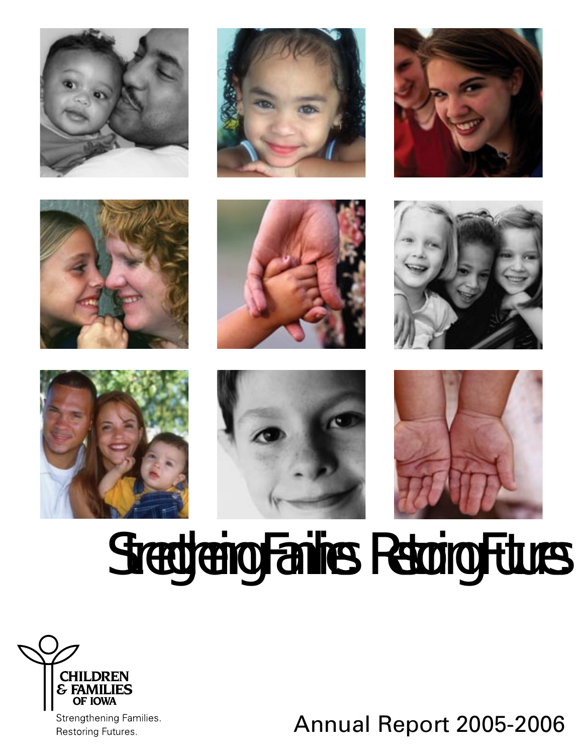# Strengthening Families Restoring Futures

CHILDREN & FAMILIES OF IOWA

Strengthening Families.
Restoring Futures.

Annual Report 2005-2006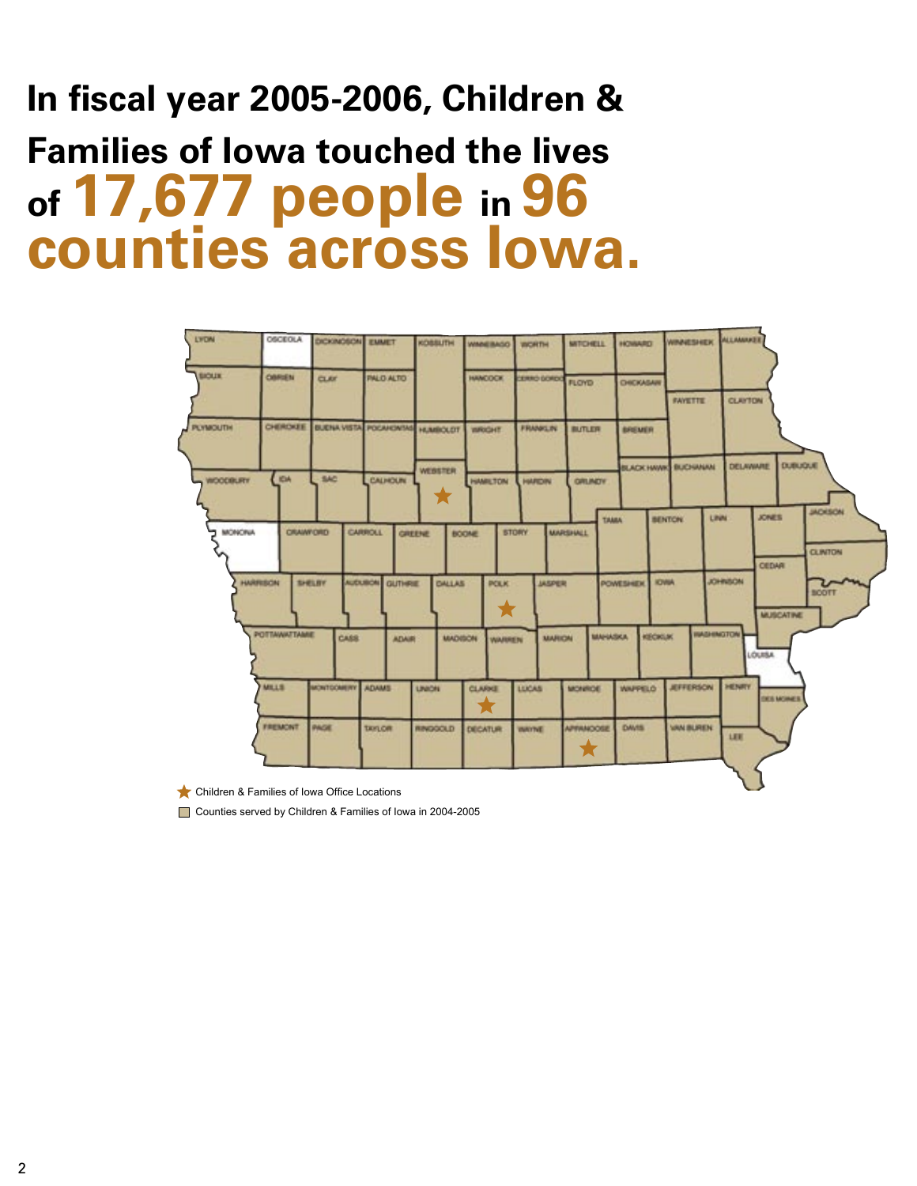# In fiscal year 2005-2006, Children & Families of Iowa touched the lives of 17,677 people in 96 counties across Iowa.

★ Children & Families of Iowa Office Locations

Counties served by Children & Families of Iowa in 2004-2005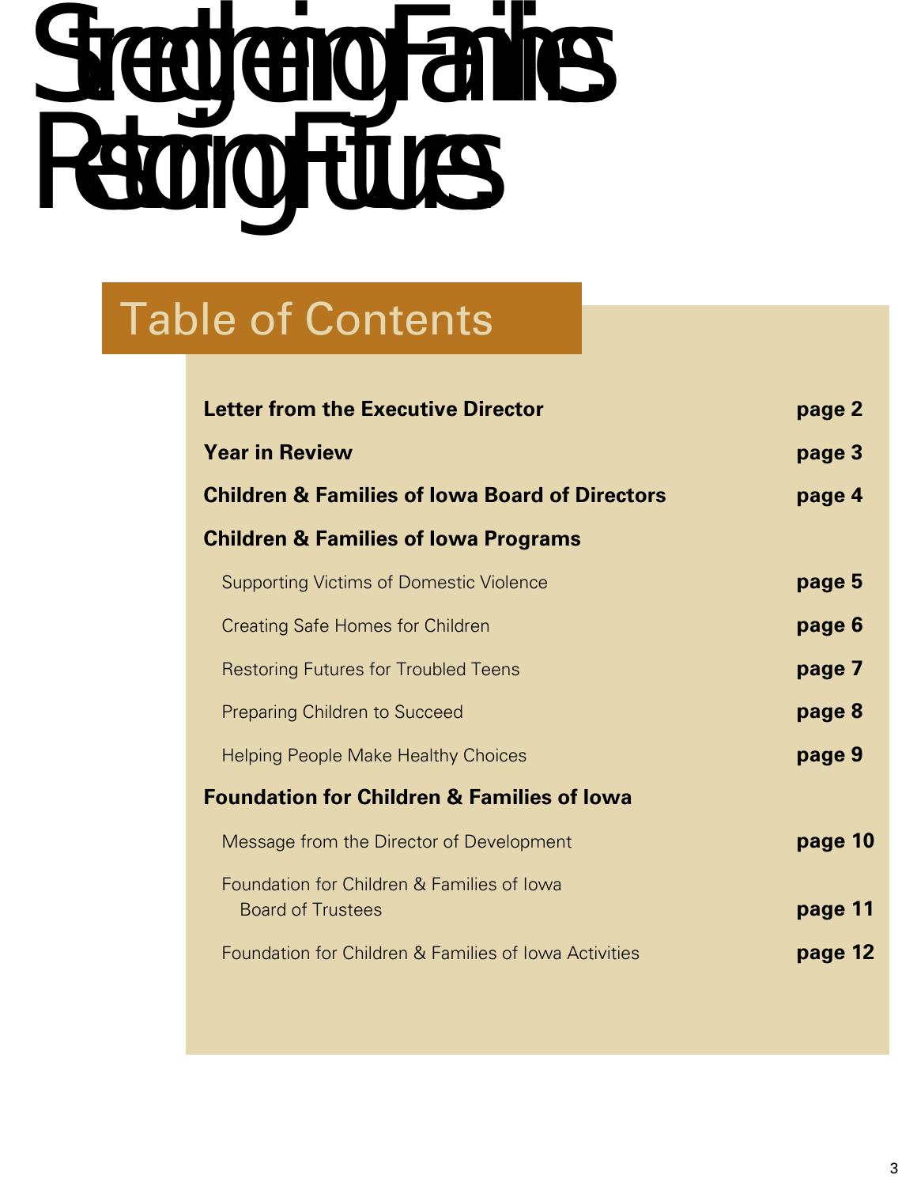# Strengthening Families Restoring Futures

## Table of Contents

| | |
|---|---|
| **Letter from the Executive Director** | **page 2** |
| **Year in Review** | **page 3** |
| **Children & Families of Iowa Board of Directors** | **page 4** |
| **Children & Families of Iowa Programs** | |
| Supporting Victims of Domestic Violence | **page 5** |
| Creating Safe Homes for Children | **page 6** |
| Restoring Futures for Troubled Teens | **page 7** |
| Preparing Children to Succeed | **page 8** |
| Helping People Make Healthy Choices | **page 9** |
| **Foundation for Children & Families of Iowa** | |
| Message from the Director of Development | **page 10** |
| Foundation for Children & Families of Iowa Board of Trustees | **page 11** |
| Foundation for Children & Families of Iowa Activities | **page 12** |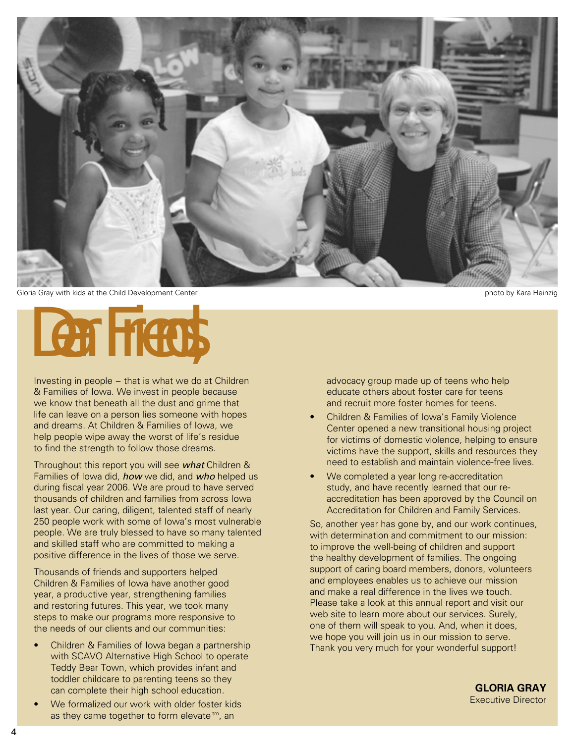Gloria Gray with kids at the Child Development Center

photo by Kara Heinzig

# Dear Friends,

Investing in people – that is what we do at Children & Families of Iowa. We invest in people because we know that beneath all the dust and grime that life can leave on a person lies someone with hopes and dreams. At Children & Families of Iowa, we help people wipe away the worst of life's residue to find the strength to follow those dreams.

Throughout this report you will see ***what*** Children & Families of Iowa did, ***how*** we did, and ***who*** helped us during fiscal year 2006. We are proud to have served thousands of children and families from across Iowa last year. Our caring, diligent, talented staff of nearly 250 people work with some of Iowa's most vulnerable people. We are truly blessed to have so many talented and skilled staff who are committed to making a positive difference in the lives of those we serve.

Thousands of friends and supporters helped Children & Families of Iowa have another good year, a productive year, strengthening families and restoring futures. This year, we took many steps to make our programs more responsive to the needs of our clients and our communities:

- Children & Families of Iowa began a partnership with SCAVO Alternative High School to operate Teddy Bear Town, which provides infant and toddler childcare to parenting teens so they can complete their high school education.
- We formalized our work with older foster kids as they came together to form elevate™, an advocacy group made up of teens who help educate others about foster care for teens and recruit more foster homes for teens.
- Children & Families of Iowa's Family Violence Center opened a new transitional housing project for victims of domestic violence, helping to ensure victims have the support, skills and resources they need to establish and maintain violence-free lives.
- We completed a year long re-accreditation study, and have recently learned that our re-accreditation has been approved by the Council on Accreditation for Children and Family Services.

So, another year has gone by, and our work continues, with determination and commitment to our mission: to improve the well-being of children and support the healthy development of families. The ongoing support of caring board members, donors, volunteers and employees enables us to achieve our mission and make a real difference in the lives we touch. Please take a look at this annual report and visit our web site to learn more about our services. Surely, one of them will speak to you. And, when it does, we hope you will join us in our mission to serve. Thank you very much for your wonderful support!

**GLORIA GRAY**
Executive Director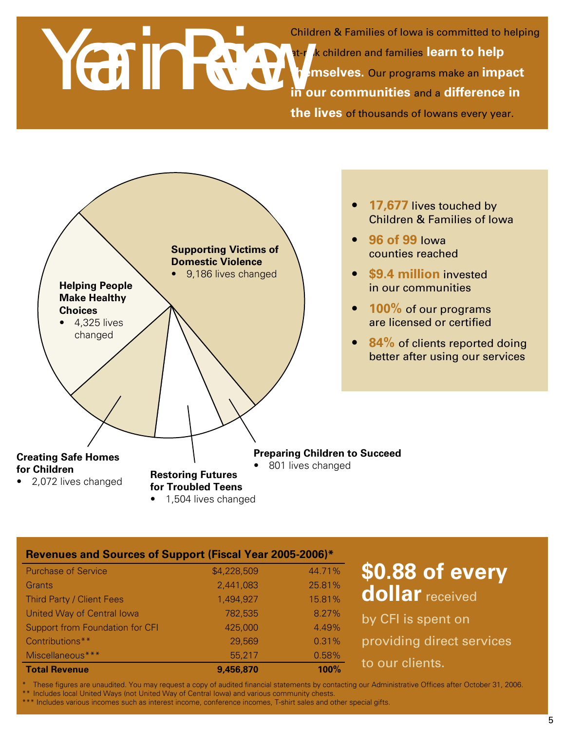# Year in Review

Children & Families of Iowa is committed to helping at-risk children and families **learn to help themselves.** Our programs make an **impact in our communities** and a **difference in the lives** of thousands of Iowans every year.

**Supporting Victims of Domestic Violence**
- 9,186 lives changed

**Helping People Make Healthy Choices**
- 4,325 lives changed

**Creating Safe Homes for Children**
- 2,072 lives changed

**Restoring Futures for Troubled Teens**
- 1,504 lives changed

**Preparing Children to Succeed**
- 801 lives changed

- **17,677** lives touched by Children & Families of Iowa
- **96 of 99** Iowa counties reached
- **$9.4 million** invested in our communities
- **100%** of our programs are licensed or certified
- **84%** of clients reported doing better after using our services

**Revenues and Sources of Support (Fiscal Year 2005-2006)***

| Source | Amount | Percent |
|---|---|---|
| Purchase of Service | $4,228,509 | 44.71% |
| Grants | 2,441,083 | 25.81% |
| Third Party / Client Fees | 1,494,927 | 15.81% |
| United Way of Central Iowa | 782,535 | 8.27% |
| Support from Foundation for CFI | 425,000 | 4.49% |
| Contributions** | 29,569 | 0.31% |
| Miscellaneous*** | 55,217 | 0.58% |
| **Total Revenue** | **9,456,870** | **100%** |

**$0.88 of every dollar** received by CFI is spent on providing direct services to our clients.

\* These figures are unaudited. You may request a copy of audited financial statements by contacting our Administrative Offices after October 31, 2006.
** Includes local United Ways (not United Way of Central Iowa) and various community chests.
*** Includes various incomes such as interest income, conference incomes, T-shirt sales and other special gifts.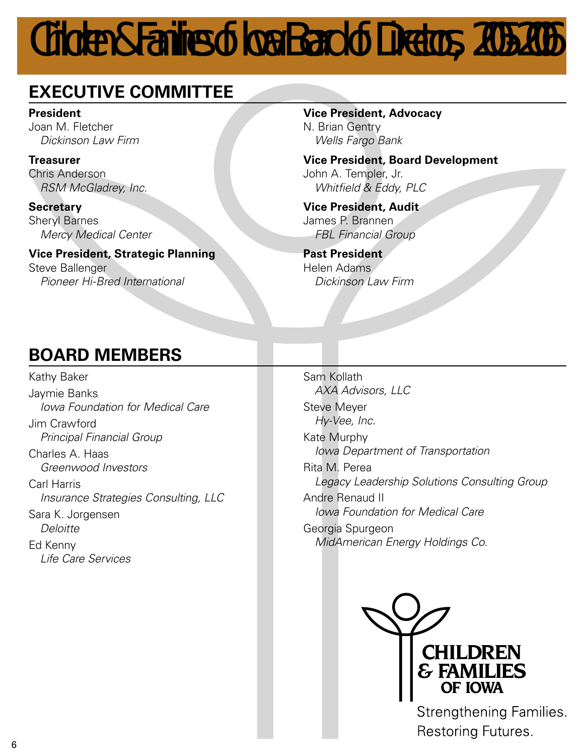# Children & Families of Iowa Board of Directors, 2005-2006

## EXECUTIVE COMMITTEE

**President**
Joan M. Fletcher
*Dickinson Law Firm*

**Treasurer**
Chris Anderson
*RSM McGladrey, Inc.*

**Secretary**
Sheryl Barnes
*Mercy Medical Center*

**Vice President, Strategic Planning**
Steve Ballenger
*Pioneer Hi-Bred International*

**Vice President, Advocacy**
N. Brian Gentry
*Wells Fargo Bank*

**Vice President, Board Development**
John A. Templer, Jr.
*Whitfield & Eddy, PLC*

**Vice President, Audit**
James P. Brannen
*FBL Financial Group*

**Past President**
Helen Adams
*Dickinson Law Firm*

## BOARD MEMBERS

Kathy Baker

Jaymie Banks
*Iowa Foundation for Medical Care*

Jim Crawford
*Principal Financial Group*

Charles A. Haas
*Greenwood Investors*

Carl Harris
*Insurance Strategies Consulting, LLC*

Sara K. Jorgensen
*Deloitte*

Ed Kenny
*Life Care Services*

Sam Kollath
*AXA Advisors, LLC*

Steve Meyer
*Hy-Vee, Inc.*

Kate Murphy
*Iowa Department of Transportation*

Rita M. Perea
*Legacy Leadership Solutions Consulting Group*

Andre Renaud II
*Iowa Foundation for Medical Care*

Georgia Spurgeon
*MidAmerican Energy Holdings Co.*

CHILDREN & FAMILIES OF IOWA

Strengthening Families.
Restoring Futures.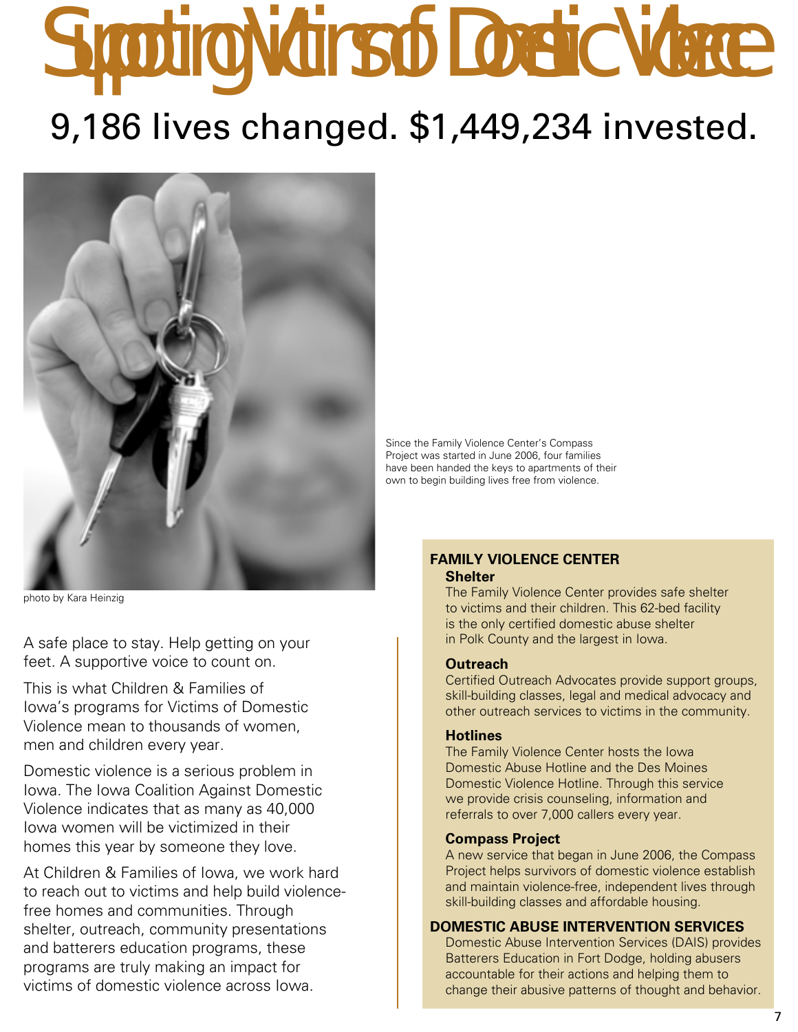# Supporting Victims of Domestic Violence

## 9,186 lives changed. $1,449,234 invested.

photo by Kara Heinzig

Since the Family Violence Center's Compass Project was started in June 2006, four families have been handed the keys to apartments of their own to begin building lives free from violence.

A safe place to stay. Help getting on your feet. A supportive voice to count on.

This is what Children & Families of Iowa's programs for Victims of Domestic Violence mean to thousands of women, men and children every year.

Domestic violence is a serious problem in Iowa. The Iowa Coalition Against Domestic Violence indicates that as many as 40,000 Iowa women will be victimized in their homes this year by someone they love.

At Children & Families of Iowa, we work hard to reach out to victims and help build violence-free homes and communities. Through shelter, outreach, community presentations and batterers education programs, these programs are truly making an impact for victims of domestic violence across Iowa.

### FAMILY VIOLENCE CENTER

**Shelter**

The Family Violence Center provides safe shelter to victims and their children. This 62-bed facility is the only certified domestic abuse shelter in Polk County and the largest in Iowa.

**Outreach**

Certified Outreach Advocates provide support groups, skill-building classes, legal and medical advocacy and other outreach services to victims in the community.

**Hotlines**

The Family Violence Center hosts the Iowa Domestic Abuse Hotline and the Des Moines Domestic Violence Hotline. Through this service we provide crisis counseling, information and referrals to over 7,000 callers every year.

**Compass Project**

A new service that began in June 2006, the Compass Project helps survivors of domestic violence establish and maintain violence-free, independent lives through skill-building classes and affordable housing.

### DOMESTIC ABUSE INTERVENTION SERVICES

Domestic Abuse Intervention Services (DAIS) provides Batterers Education in Fort Dodge, holding abusers accountable for their actions and helping them to change their abusive patterns of thought and behavior.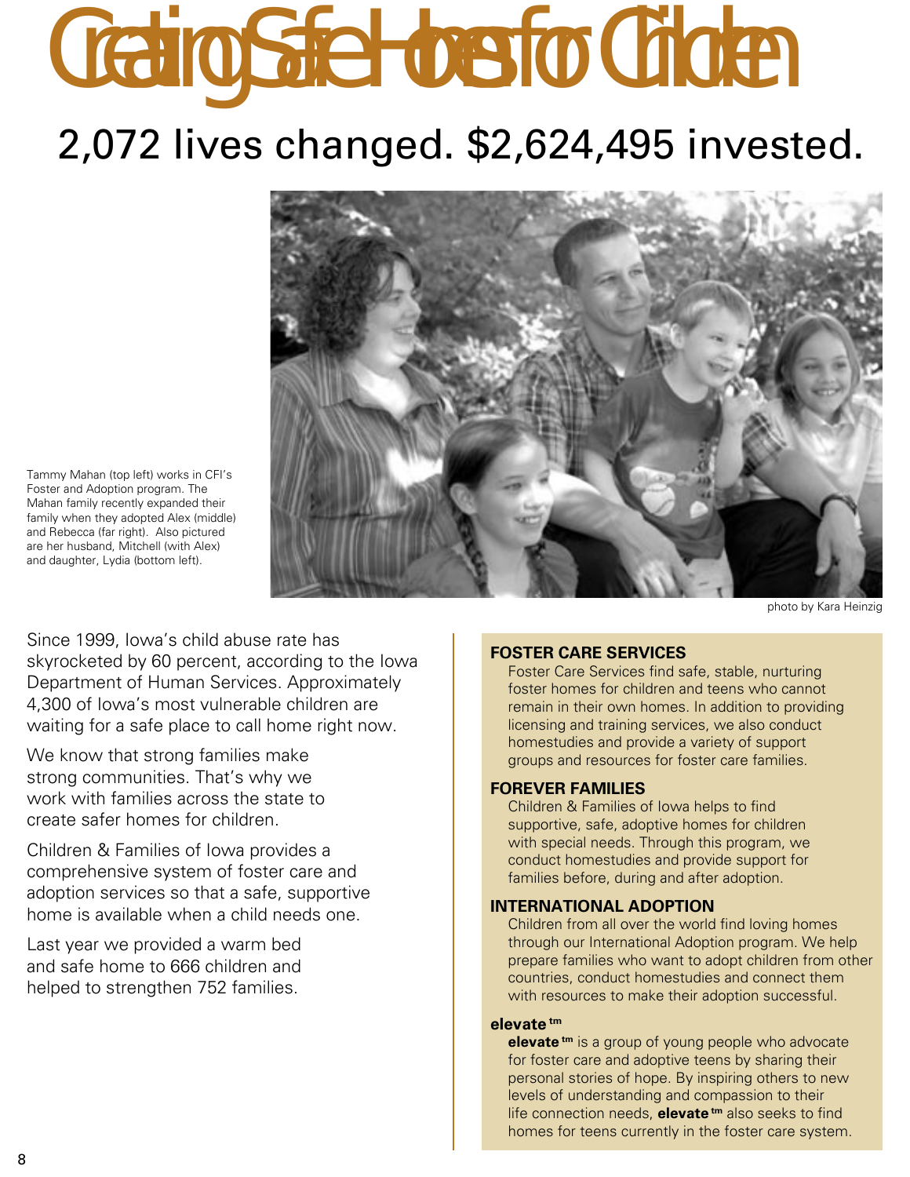# Creating Safe Homes for Children

## 2,072 lives changed. $2,624,495 invested.

Tammy Mahan (top left) works in CFI's Foster and Adoption program. The Mahan family recently expanded their family when they adopted Alex (middle) and Rebecca (far right). Also pictured are her husband, Mitchell (with Alex) and daughter, Lydia (bottom left).

photo by Kara Heinzig

Since 1999, Iowa's child abuse rate has skyrocketed by 60 percent, according to the Iowa Department of Human Services. Approximately 4,300 of Iowa's most vulnerable children are waiting for a safe place to call home right now.

We know that strong families make strong communities. That's why we work with families across the state to create safer homes for children.

Children & Families of Iowa provides a comprehensive system of foster care and adoption services so that a safe, supportive home is available when a child needs one.

Last year we provided a warm bed and safe home to 666 children and helped to strengthen 752 families.

### FOSTER CARE SERVICES

Foster Care Services find safe, stable, nurturing foster homes for children and teens who cannot remain in their own homes. In addition to providing licensing and training services, we also conduct homestudies and provide a variety of support groups and resources for foster care families.

### FOREVER FAMILIES

Children & Families of Iowa helps to find supportive, safe, adoptive homes for children with special needs. Through this program, we conduct homestudies and provide support for families before, during and after adoption.

### INTERNATIONAL ADOPTION

Children from all over the world find loving homes through our International Adoption program. We help prepare families who want to adopt children from other countries, conduct homestudies and connect them with resources to make their adoption successful.

### elevate tm

**elevate tm** is a group of young people who advocate for foster care and adoptive teens by sharing their personal stories of hope. By inspiring others to new levels of understanding and compassion to their life connection needs, **elevate tm** also seeks to find homes for teens currently in the foster care system.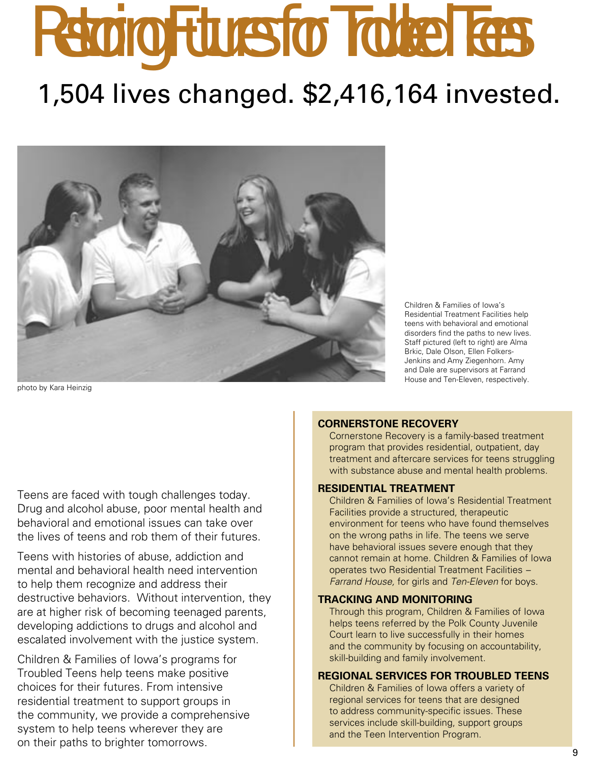# Restoring Futures for Troubled Teens

## 1,504 lives changed. $2,416,164 invested.

photo by Kara Heinzig

Children & Families of Iowa's Residential Treatment Facilities help teens with behavioral and emotional disorders find the paths to new lives. Staff pictured (left to right) are Alma Brkic, Dale Olson, Ellen Folkers-Jenkins and Amy Ziegenhorn. Amy and Dale are supervisors at Farrand House and Ten-Eleven, respectively.

Teens are faced with tough challenges today. Drug and alcohol abuse, poor mental health and behavioral and emotional issues can take over the lives of teens and rob them of their futures.

Teens with histories of abuse, addiction and mental and behavioral health need intervention to help them recognize and address their destructive behaviors. Without intervention, they are at higher risk of becoming teenaged parents, developing addictions to drugs and alcohol and escalated involvement with the justice system.

Children & Families of Iowa's programs for Troubled Teens help teens make positive choices for their futures. From intensive residential treatment to support groups in the community, we provide a comprehensive system to help teens wherever they are on their paths to brighter tomorrows.

### CORNERSTONE RECOVERY

Cornerstone Recovery is a family-based treatment program that provides residential, outpatient, day treatment and aftercare services for teens struggling with substance abuse and mental health problems.

### RESIDENTIAL TREATMENT

Children & Families of Iowa's Residential Treatment Facilities provide a structured, therapeutic environment for teens who have found themselves on the wrong paths in life. The teens we serve have behavioral issues severe enough that they cannot remain at home. Children & Families of Iowa operates two Residential Treatment Facilities – *Farrand House,* for girls and *Ten-Eleven* for boys.

### TRACKING AND MONITORING

Through this program, Children & Families of Iowa helps teens referred by the Polk County Juvenile Court learn to live successfully in their homes and the community by focusing on accountability, skill-building and family involvement.

### REGIONAL SERVICES FOR TROUBLED TEENS

Children & Families of Iowa offers a variety of regional services for teens that are designed to address community-specific issues. These services include skill-building, support groups and the Teen Intervention Program.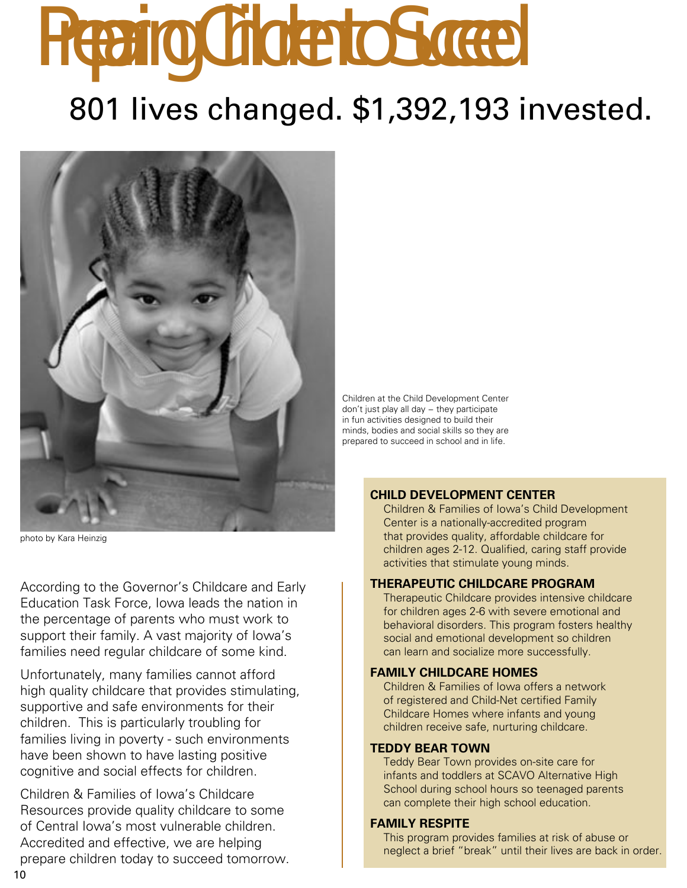# Preparing Children to Succeed

## 801 lives changed. $1,392,193 invested.

photo by Kara Heinzig

Children at the Child Development Center don't just play all day – they participate in fun activities designed to build their minds, bodies and social skills so they are prepared to succeed in school and in life.

According to the Governor's Childcare and Early Education Task Force, Iowa leads the nation in the percentage of parents who must work to support their family. A vast majority of Iowa's families need regular childcare of some kind.

Unfortunately, many families cannot afford high quality childcare that provides stimulating, supportive and safe environments for their children. This is particularly troubling for families living in poverty - such environments have been shown to have lasting positive cognitive and social effects for children.

Children & Families of Iowa's Childcare Resources provide quality childcare to some of Central Iowa's most vulnerable children. Accredited and effective, we are helping prepare children today to succeed tomorrow.

### CHILD DEVELOPMENT CENTER

Children & Families of Iowa's Child Development Center is a nationally-accredited program that provides quality, affordable childcare for children ages 2-12. Qualified, caring staff provide activities that stimulate young minds.

### THERAPEUTIC CHILDCARE PROGRAM

Therapeutic Childcare provides intensive childcare for children ages 2-6 with severe emotional and behavioral disorders. This program fosters healthy social and emotional development so children can learn and socialize more successfully.

### FAMILY CHILDCARE HOMES

Children & Families of Iowa offers a network of registered and Child-Net certified Family Childcare Homes where infants and young children receive safe, nurturing childcare.

### TEDDY BEAR TOWN

Teddy Bear Town provides on-site care for infants and toddlers at SCAVO Alternative High School during school hours so teenaged parents can complete their high school education.

### FAMILY RESPITE

This program provides families at risk of abuse or neglect a brief "break" until their lives are back in order.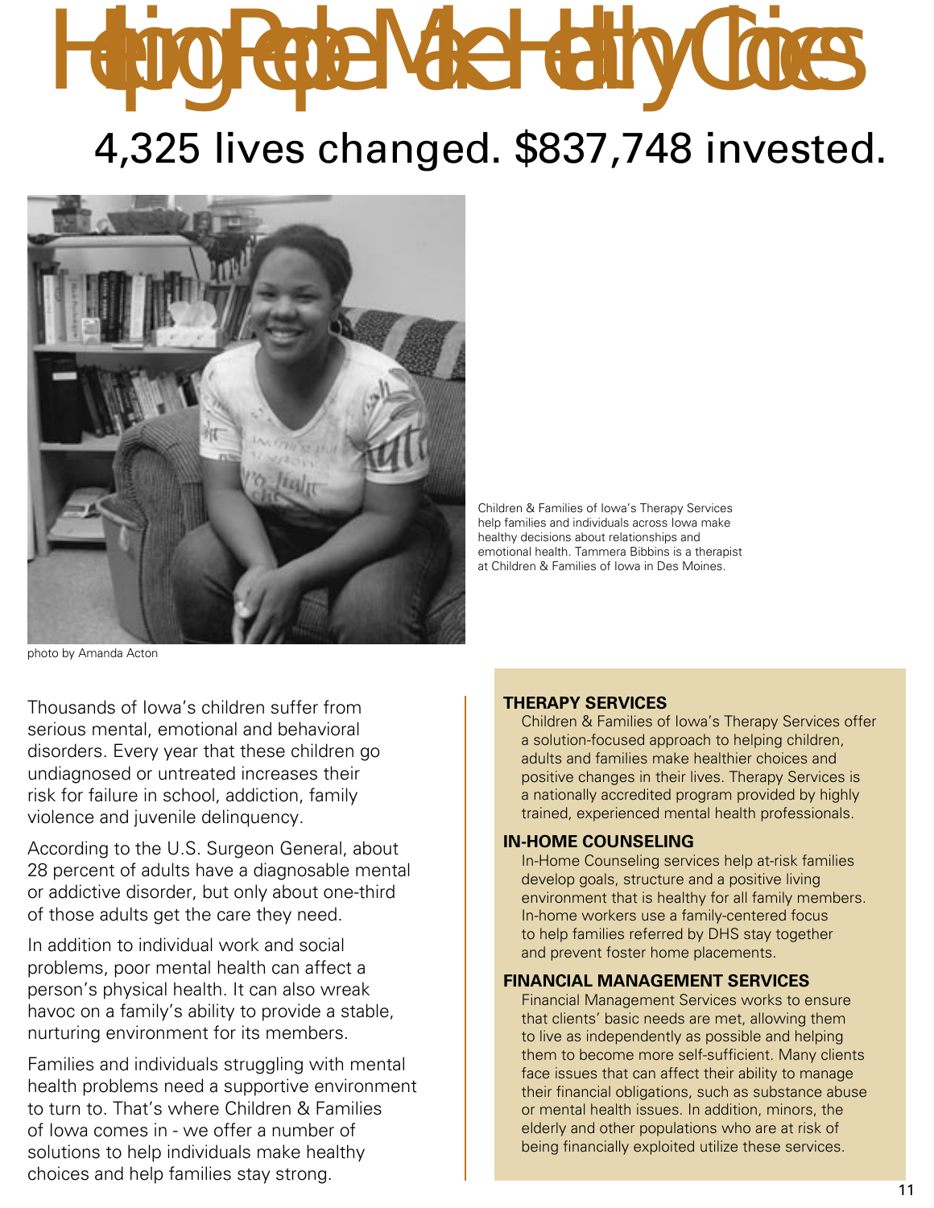# Helping People Make Healthy Choices

## 4,325 lives changed. $837,748 invested.

Children & Families of Iowa's Therapy Services help families and individuals across Iowa make healthy decisions about relationships and emotional health. Tammera Bibbins is a therapist at Children & Families of Iowa in Des Moines.

photo by Amanda Acton

Thousands of Iowa's children suffer from serious mental, emotional and behavioral disorders. Every year that these children go undiagnosed or untreated increases their risk for failure in school, addiction, family violence and juvenile delinquency.

According to the U.S. Surgeon General, about 28 percent of adults have a diagnosable mental or addictive disorder, but only about one-third of those adults get the care they need.

In addition to individual work and social problems, poor mental health can affect a person's physical health. It can also wreak havoc on a family's ability to provide a stable, nurturing environment for its members.

Families and individuals struggling with mental health problems need a supportive environment to turn to. That's where Children & Families of Iowa comes in - we offer a number of solutions to help individuals make healthy choices and help families stay strong.

### THERAPY SERVICES

Children & Families of Iowa's Therapy Services offer a solution-focused approach to helping children, adults and families make healthier choices and positive changes in their lives. Therapy Services is a nationally accredited program provided by highly trained, experienced mental health professionals.

### IN-HOME COUNSELING

In-Home Counseling services help at-risk families develop goals, structure and a positive living environment that is healthy for all family members. In-home workers use a family-centered focus to help families referred by DHS stay together and prevent foster home placements.

### FINANCIAL MANAGEMENT SERVICES

Financial Management Services works to ensure that clients' basic needs are met, allowing them to live as independently as possible and helping them to become more self-sufficient. Many clients face issues that can affect their ability to manage their financial obligations, such as substance abuse or mental health issues. In addition, minors, the elderly and other populations who are at risk of being financially exploited utilize these services.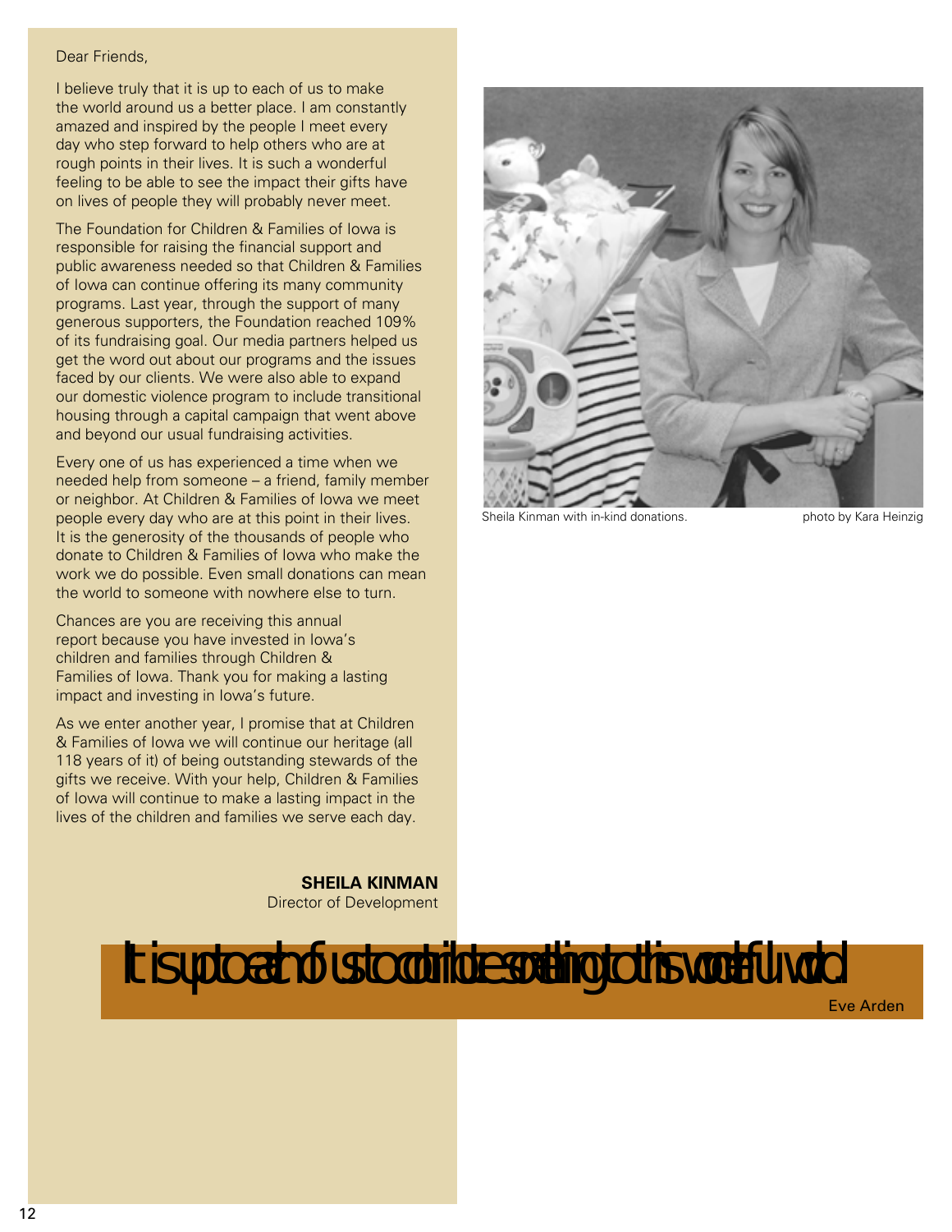Dear Friends,

I believe truly that it is up to each of us to make the world around us a better place. I am constantly amazed and inspired by the people I meet every day who step forward to help others who are at rough points in their lives. It is such a wonderful feeling to be able to see the impact their gifts have on lives of people they will probably never meet.

The Foundation for Children & Families of Iowa is responsible for raising the financial support and public awareness needed so that Children & Families of Iowa can continue offering its many community programs. Last year, through the support of many generous supporters, the Foundation reached 109% of its fundraising goal. Our media partners helped us get the word out about our programs and the issues faced by our clients. We were also able to expand our domestic violence program to include transitional housing through a capital campaign that went above and beyond our usual fundraising activities.

Every one of us has experienced a time when we needed help from someone – a friend, family member or neighbor. At Children & Families of Iowa we meet people every day who are at this point in their lives. It is the generosity of the thousands of people who donate to Children & Families of Iowa who make the work we do possible. Even small donations can mean the world to someone with nowhere else to turn.

Chances are you are receiving this annual report because you have invested in Iowa's children and families through Children & Families of Iowa. Thank you for making a lasting impact and investing in Iowa's future.

As we enter another year, I promise that at Children & Families of Iowa we will continue our heritage (all 118 years of it) of being outstanding stewards of the gifts we receive. With your help, Children & Families of Iowa will continue to make a lasting impact in the lives of the children and families we serve each day.

**SHEILA KINMAN**
Director of Development

Sheila Kinman with in-kind donations. photo by Kara Heinzig

It is up to each of us to contribute something to this wonderful world

Eve Arden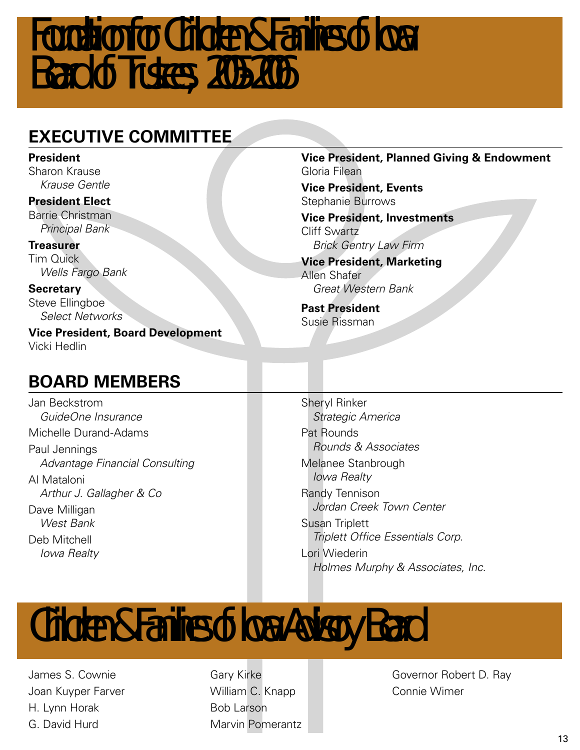# Foundation for Children & Families of Iowa Board of Trustees, 2005-2006

## EXECUTIVE COMMITTEE

**President**
Sharon Krause
*Krause Gentle*

**President Elect**
Barrie Christman
*Principal Bank*

**Treasurer**
Tim Quick
*Wells Fargo Bank*

**Secretary**
Steve Ellingboe
*Select Networks*

**Vice President, Board Development**
Vicki Hedlin

**Vice President, Planned Giving & Endowment**
Gloria Filean

**Vice President, Events**
Stephanie Burrows

**Vice President, Investments**
Cliff Swartz
*Brick Gentry Law Firm*

**Vice President, Marketing**
Allen Shafer
*Great Western Bank*

**Past President**
Susie Rissman

## BOARD MEMBERS

Jan Beckstrom
*GuideOne Insurance*

Michelle Durand-Adams

Paul Jennings
*Advantage Financial Consulting*

Al Mataloni
*Arthur J. Gallagher & Co*

Dave Milligan
*West Bank*

Deb Mitchell
*Iowa Realty*

Sheryl Rinker
*Strategic America*

Pat Rounds
*Rounds & Associates*

Melanee Stanbrough
*Iowa Realty*

Randy Tennison
*Jordan Creek Town Center*

Susan Triplett
*Triplett Office Essentials Corp.*

Lori Wiederin
*Holmes Murphy & Associates, Inc.*

# Children & Families of Iowa Advisory Board

James S. Cownie
Joan Kuyper Farver
H. Lynn Horak
G. David Hurd
Gary Kirke
William C. Knapp
Bob Larson
Marvin Pomerantz
Governor Robert D. Ray
Connie Wimer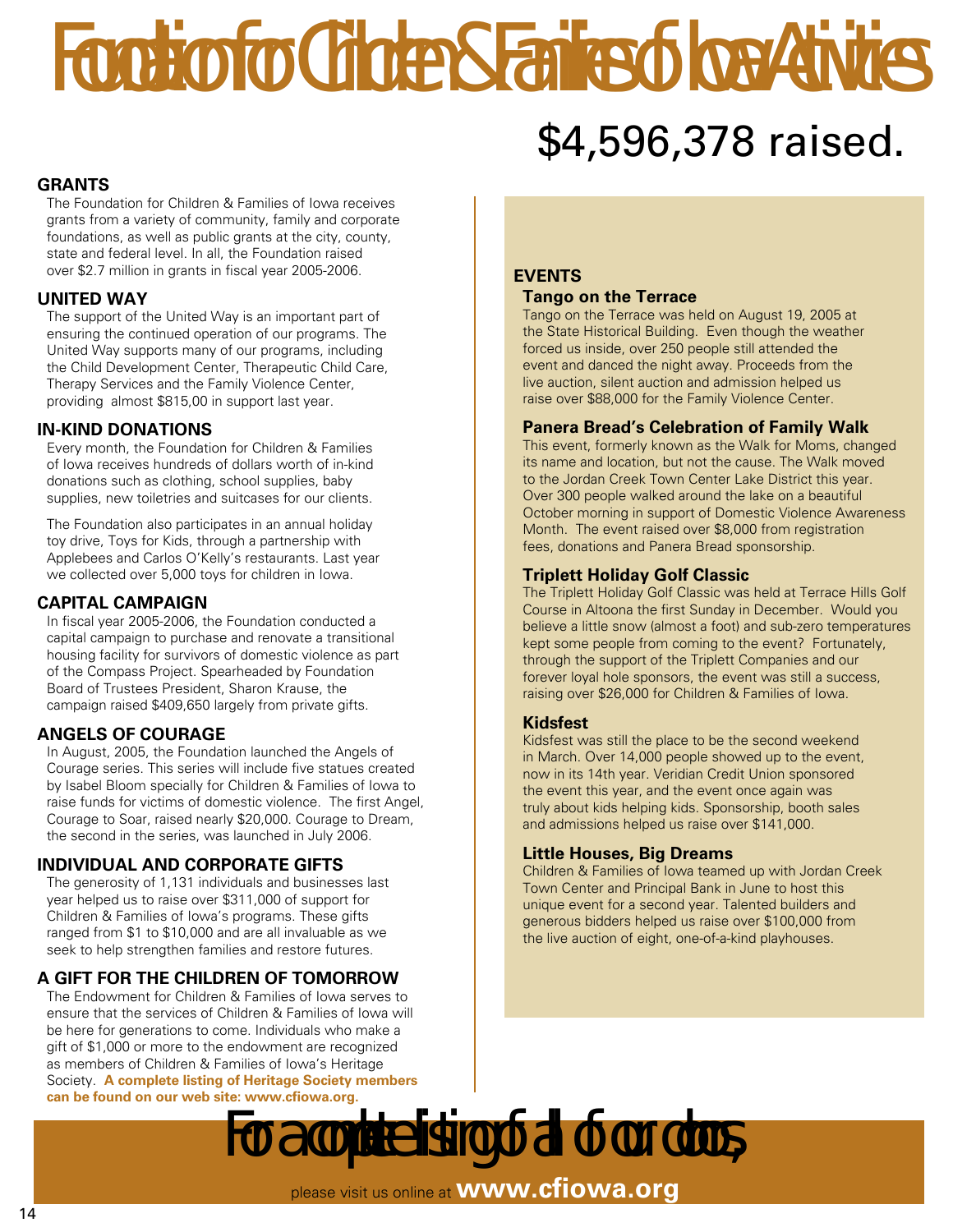# Foundation for Children & Families of Iowa Activities

## $4,596,378 raised.

### GRANTS

The Foundation for Children & Families of Iowa receives grants from a variety of community, family and corporate foundations, as well as public grants at the city, county, state and federal level. In all, the Foundation raised over $2.7 million in grants in fiscal year 2005-2006.

### UNITED WAY

The support of the United Way is an important part of ensuring the continued operation of our programs. The United Way supports many of our programs, including the Child Development Center, Therapeutic Child Care, Therapy Services and the Family Violence Center, providing almost $815,00 in support last year.

### IN-KIND DONATIONS

Every month, the Foundation for Children & Families of Iowa receives hundreds of dollars worth of in-kind donations such as clothing, school supplies, baby supplies, new toiletries and suitcases for our clients.

The Foundation also participates in an annual holiday toy drive, Toys for Kids, through a partnership with Applebees and Carlos O'Kelly's restaurants. Last year we collected over 5,000 toys for children in Iowa.

### CAPITAL CAMPAIGN

In fiscal year 2005-2006, the Foundation conducted a capital campaign to purchase and renovate a transitional housing facility for survivors of domestic violence as part of the Compass Project. Spearheaded by Foundation Board of Trustees President, Sharon Krause, the campaign raised $409,650 largely from private gifts.

### ANGELS OF COURAGE

In August, 2005, the Foundation launched the Angels of Courage series. This series will include five statues created by Isabel Bloom specially for Children & Families of Iowa to raise funds for victims of domestic violence. The first Angel, Courage to Soar, raised nearly $20,000. Courage to Dream, the second in the series, was launched in July 2006.

### INDIVIDUAL AND CORPORATE GIFTS

The generosity of 1,131 individuals and businesses last year helped us to raise over $311,000 of support for Children & Families of Iowa's programs. These gifts ranged from $1 to $10,000 and are all invaluable as we seek to help strengthen families and restore futures.

### A GIFT FOR THE CHILDREN OF TOMORROW

The Endowment for Children & Families of Iowa serves to ensure that the services of Children & Families of Iowa will be here for generations to come. Individuals who make a gift of $1,000 or more to the endowment are recognized as members of Children & Families of Iowa's Heritage Society. **A complete listing of Heritage Society members can be found on our web site: www.cfiowa.org.**

### EVENTS

#### Tango on the Terrace

Tango on the Terrace was held on August 19, 2005 at the State Historical Building. Even though the weather forced us inside, over 250 people still attended the event and danced the night away. Proceeds from the live auction, silent auction and admission helped us raise over $88,000 for the Family Violence Center.

#### Panera Bread's Celebration of Family Walk

This event, formerly known as the Walk for Moms, changed its name and location, but not the cause. The Walk moved to the Jordan Creek Town Center Lake District this year. Over 300 people walked around the lake on a beautiful October morning in support of Domestic Violence Awareness Month. The event raised over $8,000 from registration fees, donations and Panera Bread sponsorship.

#### Triplett Holiday Golf Classic

The Triplett Holiday Golf Classic was held at Terrace Hills Golf Course in Altoona the first Sunday in December. Would you believe a little snow (almost a foot) and sub-zero temperatures kept some people from coming to the event? Fortunately, through the support of the Triplett Companies and our forever loyal hole sponsors, the event was still a success, raising over $26,000 for Children & Families of Iowa.

#### Kidsfest

Kidsfest was still the place to be the second weekend in March. Over 14,000 people showed up to the event, now in its 14th year. Veridian Credit Union sponsored the event this year, and the event once again was truly about kids helping kids. Sponsorship, booth sales and admissions helped us raise over $141,000.

#### Little Houses, Big Dreams

Children & Families of Iowa teamed up with Jordan Creek Town Center and Principal Bank in June to host this unique event for a second year. Talented builders and generous bidders helped us raise over $100,000 from the live auction of eight, one-of-a-kind playhouses.

## For a complete listing of all of our donors,

please visit us online at **www.cfiowa.org**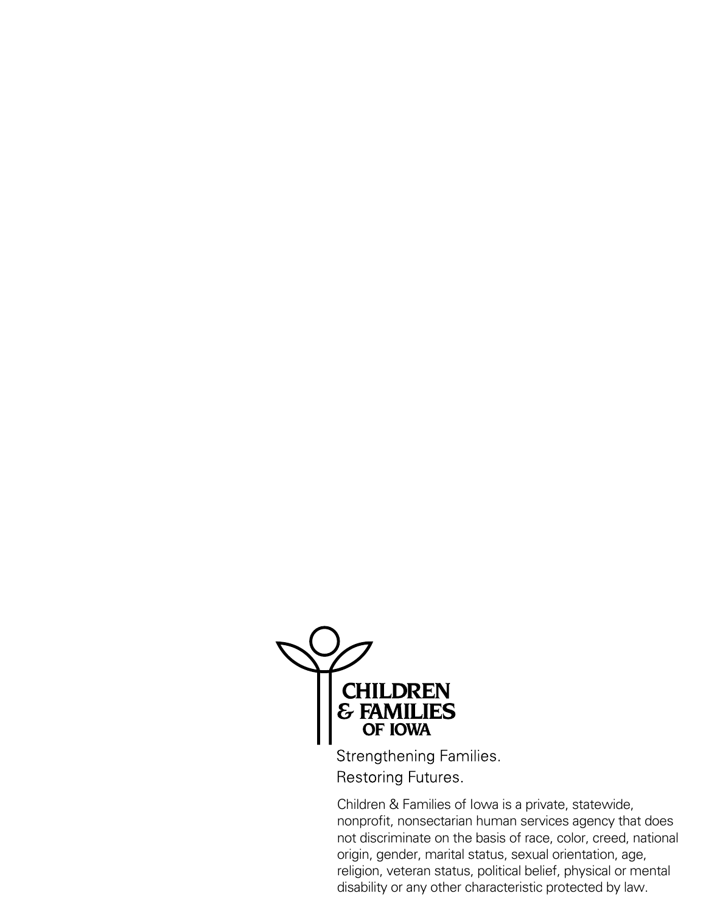CHILDREN
& FAMILIES
OF IOWA

Strengthening Families.
Restoring Futures.

Children & Families of Iowa is a private, statewide, nonprofit, nonsectarian human services agency that does not discriminate on the basis of race, color, creed, national origin, gender, marital status, sexual orientation, age, religion, veteran status, political belief, physical or mental disability or any other characteristic protected by law.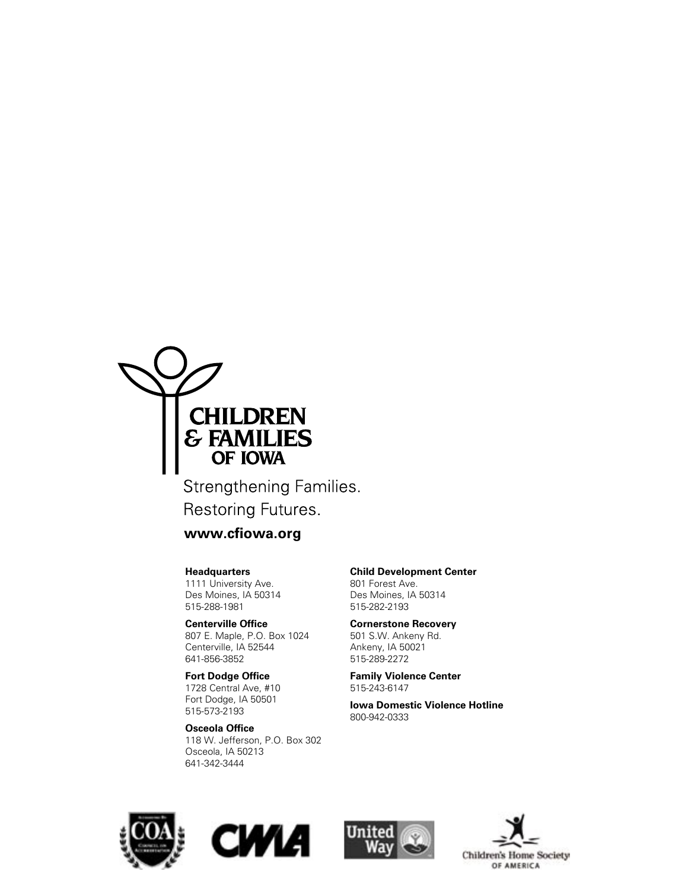CHILDREN & FAMILIES OF IOWA

Strengthening Families.
Restoring Futures.

**www.cfiowa.org**

**Headquarters**
1111 University Ave.
Des Moines, IA 50314
515-288-1981

**Centerville Office**
807 E. Maple, P.O. Box 1024
Centerville, IA 52544
641-856-3852

**Fort Dodge Office**
1728 Central Ave, #10
Fort Dodge, IA 50501
515-573-2193

**Osceola Office**
118 W. Jefferson, P.O. Box 302
Osceola, IA 50213
641-342-3444

**Child Development Center**
801 Forest Ave.
Des Moines, IA 50314
515-282-2193

**Cornerstone Recovery**
501 S.W. Ankeny Rd.
Ankeny, IA 50021
515-289-2272

**Family Violence Center**
515-243-6147

**Iowa Domestic Violence Hotline**
800-942-0333

COA Council on Accreditation

CWLA

United Way

Children's Home Society of America